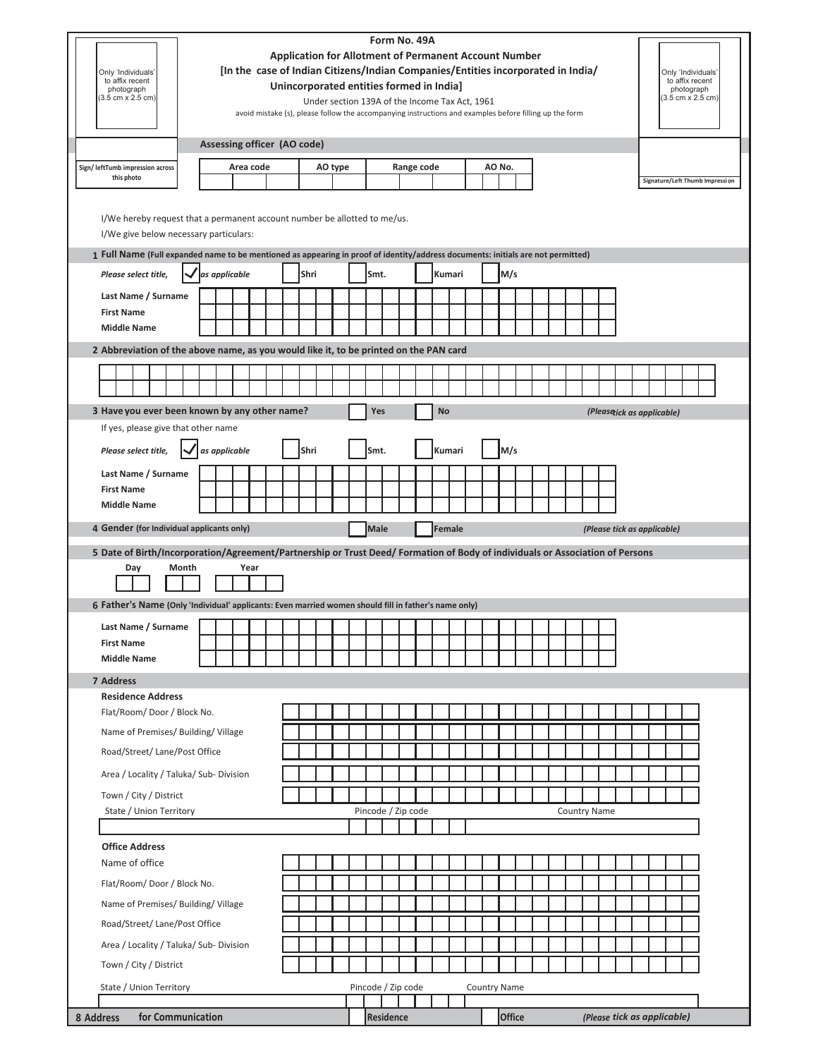# Form No. 49A

## Application for Allotment of Permanent Account Number

## [In the case of Indian Citizens/Indian Companies/Entities incorporated in India/ Unincorporated entities formed in India]

Under section 139A of the Income Tax Act, 1961

avoid mistake (s), please follow the accompanying instructions and examples before filling up the form

Only 'Individuals' to affix recent photograph (3.5 cm x 2.5 cm)

Only 'Individuals' to affix recent photograph (3.5 cm x 2.5 cm)

Sign/ leftTumb impression across this photo

Signature/Left Thumb Impression

**Assessing officer (AO code)**

| Area code | AO type | Range code | AO No. |
|---|---|---|---|
| | | | |

I/We hereby request that a permanent account number be allotted to me/us.

I/We give below necessary particulars:

**1 Full Name** (Full expanded name to be mentioned as appearing in proof of identity/address documents: initials are not permitted)

*Please select title,* ✓ *as applicable* ☐ Shri ☐ Smt. ☐ Kumari ☐ M/s

Last Name / Surname

First Name

Middle Name

**2 Abbreviation of the above name, as you would like it, to be printed on the PAN card**

**3 Have you ever been known by any other name?** ☐ Yes ☐ No *(Please tick as applicable)*

If yes, please give that other name

*Please select title,* ✓ *as applicable* ☐ Shri ☐ Smt. ☐ Kumari ☐ M/s

Last Name / Surname

First Name

Middle Name

**4 Gender** (for Individual applicants only) ☐ Male ☐ Female *(Please tick as applicable)*

**5 Date of Birth/Incorporation/Agreement/Partnership or Trust Deed/ Formation of Body of individuals or Association of Persons**

Day Month Year

**6 Father's Name** (Only 'Individual' applicants: Even married women should fill in father's name only)

Last Name / Surname

First Name

Middle Name

**7 Address**

**Residence Address**

Flat/Room/ Door / Block No.

Name of Premises/ Building/ Village

Road/Street/ Lane/Post Office

Area / Locality / Taluka/ Sub- Division

Town / City / District

State / Union Territory | Pincode / Zip code | Country Name

**Office Address**

Name of office

Flat/Room/ Door / Block No.

Name of Premises/ Building/ Village

Road/Street/ Lane/Post Office

Area / Locality / Taluka/ Sub- Division

Town / City / District

State / Union Territory | Pincode / Zip code | Country Name

**8 Address for Communication** ☐ Residence ☐ Office *(Please tick as applicable)*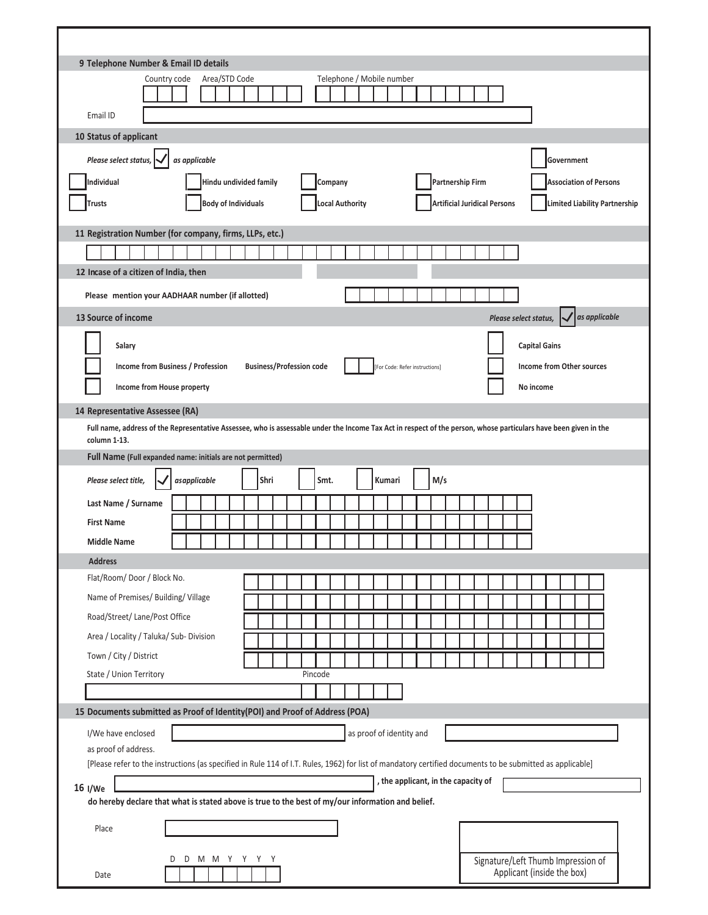## 9 Telephone Number & Email ID details

Country code | Area/STD Code | Telephone / Mobile number

Email ID

## 10 Status of application

*Please select status,* ☐ *as applicable*

- ☐ Government
- ☐ Individual
- ☐ Hindu undivided family
- ☐ Company
- ☐ Partnership Firm
- ☐ Association of Persons
- ☐ Trusts
- ☐ Body of Individuals
- ☐ Local Authority
- ☐ Artificial Juridical Persons
- ☐ Limited Liability Partnership

## 11 Registration Number (for company, firms, LLPs, etc.)

## 12 Incase of a citizen of India, then

**Please mention your AADHAAR number (if allotted)**

## 13 Source of income

*Please select status,* ☐ *as applicable*

- ☐ **Salary**
- ☐ **Capital Gains**
- ☐ **Income from Business / Profession** **Business/Profession code** [For Code: Refer instructions]
- ☐ **Income from Other sources**
- ☐ **Income from House property**
- ☐ **No income**

## 14 Representative Assessee (RA)

**Full name, address of the Representative Assessee, who is assessable under the Income Tax Act in respect of the person, whose particulars have been given in the column 1-13.**

**Full Name** **(Full expanded name: initials are not permitted)**

*Please select title,* ☐ *asapplicable* ☐ **Shri** ☐ **Smt.** ☐ **Kumari** ☐ **M/s**

**Last Name / Surname**

**First Name**

**Middle Name**

**Address**

Flat/Room/ Door / Block No.

Name of Premises/ Building/ Village

Road/Street/ Lane/Post Office

Area / Locality / Taluka/ Sub- Division

Town / City / District

State / Union Territory

Pincode

## 15 Documents submitted as Proof of Identity(POI) and Proof of Address (POA)

I/We have enclosed ____________ as proof of identity and ____________ as proof of address.

[Please refer to the instructions (as specified in Rule 114 of I.T. Rules, 1962) for list of mandatory certified documents to be submitted as applicable]

**16 I/We** ____________ **, the applicant, in the capacity of** ____________ **do hereby declare that what is stated above is true to the best of my/our information and belief.**

Place

Date D D M M Y Y Y Y

Signature/Left Thumb Impression of Applicant (inside the box)